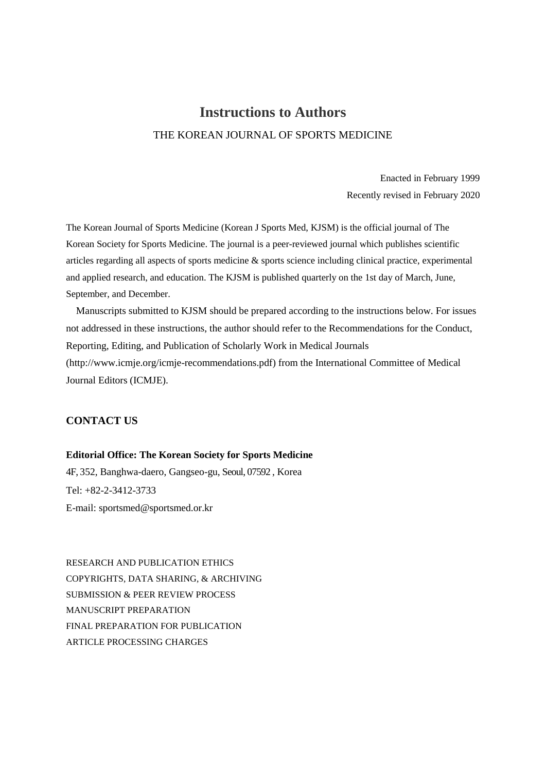# Instructions to Authors

THE KOREAN JOURNAL OF SPORTS MEDICINE

Enacted in February 1999

Recently revised in February 2020

The Korean Journal of Sports Medicine (Korean J Sports Med, KJSM) is the official journal of The Korean Society for Sports Medicine. The journal is a peer-reviewed journal which publishes scientific articles regarding all aspects of sports medicine & sports science including clinical practice, experimental and applied research, and education. The KJSM is published quarterly on the 1st day of March, June, September, and December.

Manuscripts submitted to KJSM should be prepared according to the instructions below. For issues not addressed in these instructions, the author should refer to the Recommendations for the Conduct, Reporting, Editing, and Publication of Scholarly Work in Medical Journals (http://www.icmje.org/icmje-recommendations.pdf) from the International Committee of Medical Journal Editors (ICMJE).

## CONTACT US

**Editorial Office: The Korean Society for Sports Medicine**

4F, 352, Banghwa-daero, Gangseo-gu, Seoul, 07592 , Korea

Tel: +82-2-3412-3733

E-mail: sportsmed@sportsmed.or.kr

RESEARCH AND PUBLICATION ETHICS

COPYRIGHTS, DATA SHARING, & ARCHIVING

SUBMISSION & PEER REVIEW PROCESS

MANUSCRIPT PREPARATION

FINAL PREPARATION FOR PUBLICATION

ARTICLE PROCESSING CHARGES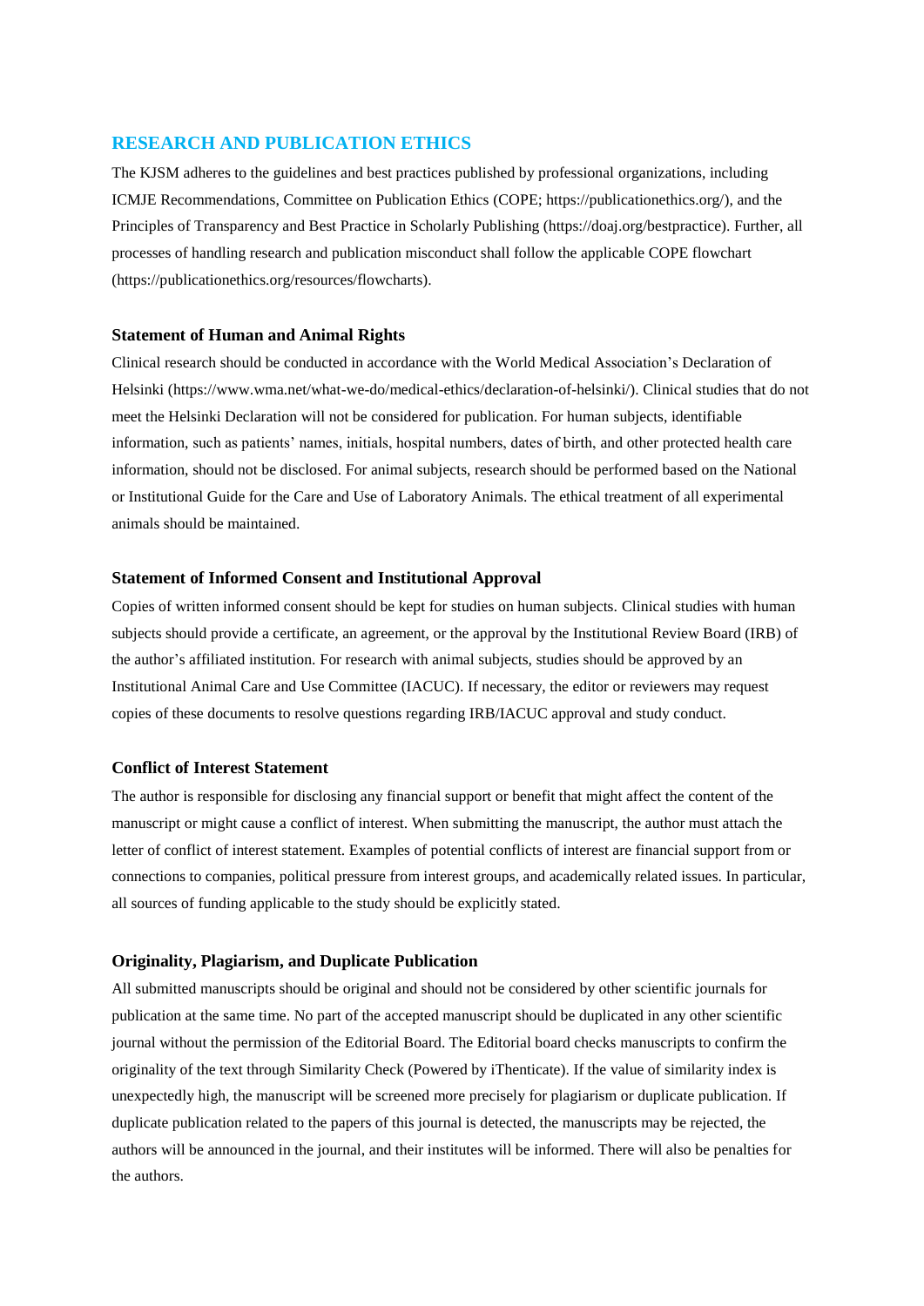## RESEARCH AND PUBLICATION ETHICS

The KJSM adheres to the guidelines and best practices published by professional organizations, including ICMJE Recommendations, Committee on Publication Ethics (COPE; https://publicationethics.org/), and the Principles of Transparency and Best Practice in Scholarly Publishing (https://doaj.org/bestpractice). Further, all processes of handling research and publication misconduct shall follow the applicable COPE flowchart (https://publicationethics.org/resources/flowcharts).

### Statement of Human and Animal Rights

Clinical research should be conducted in accordance with the World Medical Association's Declaration of Helsinki (https://www.wma.net/what-we-do/medical-ethics/declaration-of-helsinki/). Clinical studies that do not meet the Helsinki Declaration will not be considered for publication. For human subjects, identifiable information, such as patients' names, initials, hospital numbers, dates of birth, and other protected health care information, should not be disclosed. For animal subjects, research should be performed based on the National or Institutional Guide for the Care and Use of Laboratory Animals. The ethical treatment of all experimental animals should be maintained.

### Statement of Informed Consent and Institutional Approval

Copies of written informed consent should be kept for studies on human subjects. Clinical studies with human subjects should provide a certificate, an agreement, or the approval by the Institutional Review Board (IRB) of the author's affiliated institution. For research with animal subjects, studies should be approved by an Institutional Animal Care and Use Committee (IACUC). If necessary, the editor or reviewers may request copies of these documents to resolve questions regarding IRB/IACUC approval and study conduct.

### Conflict of Interest Statement

The author is responsible for disclosing any financial support or benefit that might affect the content of the manuscript or might cause a conflict of interest. When submitting the manuscript, the author must attach the letter of conflict of interest statement. Examples of potential conflicts of interest are financial support from or connections to companies, political pressure from interest groups, and academically related issues. In particular, all sources of funding applicable to the study should be explicitly stated.

### Originality, Plagiarism, and Duplicate Publication

All submitted manuscripts should be original and should not be considered by other scientific journals for publication at the same time. No part of the accepted manuscript should be duplicated in any other scientific journal without the permission of the Editorial Board. The Editorial board checks manuscripts to confirm the originality of the text through Similarity Check (Powered by iThenticate). If the value of similarity index is unexpectedly high, the manuscript will be screened more precisely for plagiarism or duplicate publication. If duplicate publication related to the papers of this journal is detected, the manuscripts may be rejected, the authors will be announced in the journal, and their institutes will be informed. There will also be penalties for the authors.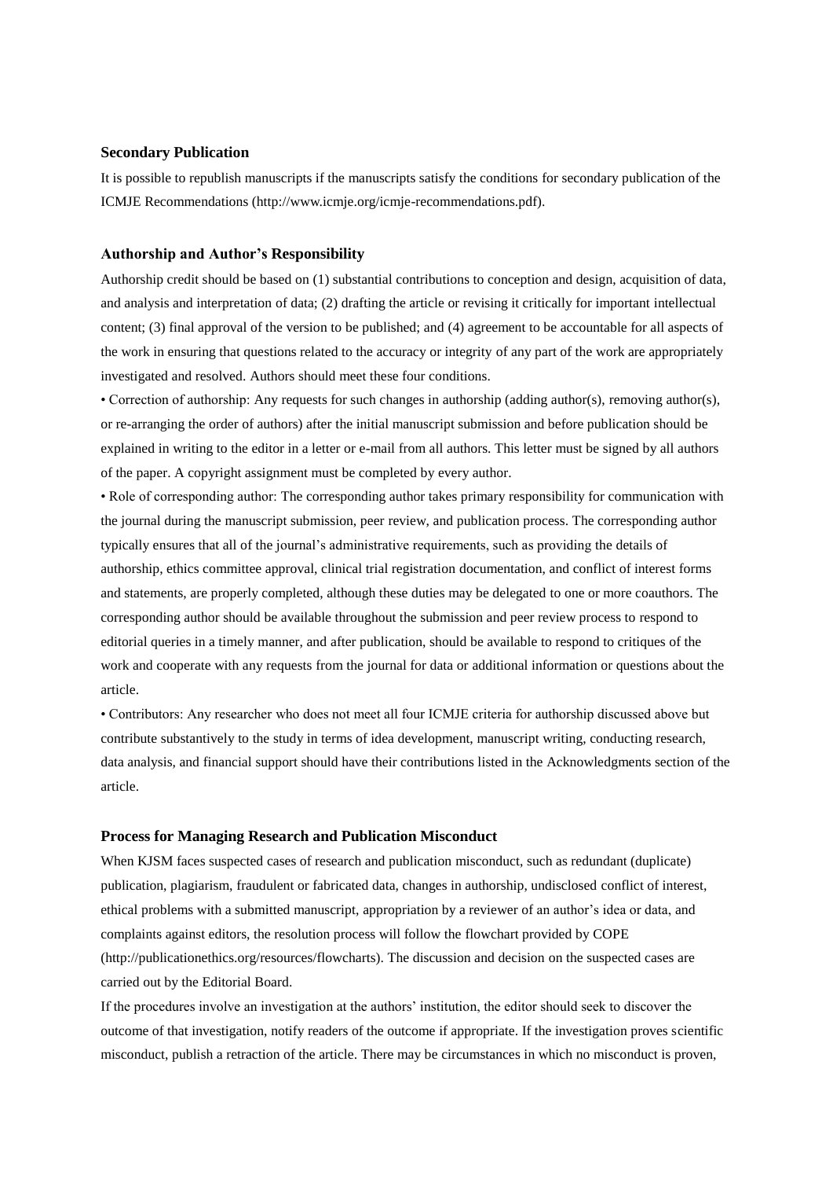### Secondary Publication

It is possible to republish manuscripts if the manuscripts satisfy the conditions for secondary publication of the ICMJE Recommendations (http://www.icmje.org/icmje-recommendations.pdf).

### Authorship and Author's Responsibility

Authorship credit should be based on (1) substantial contributions to conception and design, acquisition of data, and analysis and interpretation of data; (2) drafting the article or revising it critically for important intellectual content; (3) final approval of the version to be published; and (4) agreement to be accountable for all aspects of the work in ensuring that questions related to the accuracy or integrity of any part of the work are appropriately investigated and resolved. Authors should meet these four conditions.

- Correction of authorship: Any requests for such changes in authorship (adding author(s), removing author(s), or re-arranging the order of authors) after the initial manuscript submission and before publication should be explained in writing to the editor in a letter or e-mail from all authors. This letter must be signed by all authors of the paper. A copyright assignment must be completed by every author.
- Role of corresponding author: The corresponding author takes primary responsibility for communication with the journal during the manuscript submission, peer review, and publication process. The corresponding author typically ensures that all of the journal's administrative requirements, such as providing the details of authorship, ethics committee approval, clinical trial registration documentation, and conflict of interest forms and statements, are properly completed, although these duties may be delegated to one or more coauthors. The corresponding author should be available throughout the submission and peer review process to respond to editorial queries in a timely manner, and after publication, should be available to respond to critiques of the work and cooperate with any requests from the journal for data or additional information or questions about the article.
- Contributors: Any researcher who does not meet all four ICMJE criteria for authorship discussed above but contribute substantively to the study in terms of idea development, manuscript writing, conducting research, data analysis, and financial support should have their contributions listed in the Acknowledgments section of the article.

### Process for Managing Research and Publication Misconduct

When KJSM faces suspected cases of research and publication misconduct, such as redundant (duplicate) publication, plagiarism, fraudulent or fabricated data, changes in authorship, undisclosed conflict of interest, ethical problems with a submitted manuscript, appropriation by a reviewer of an author's idea or data, and complaints against editors, the resolution process will follow the flowchart provided by COPE (http://publicationethics.org/resources/flowcharts). The discussion and decision on the suspected cases are carried out by the Editorial Board.

If the procedures involve an investigation at the authors' institution, the editor should seek to discover the outcome of that investigation, notify readers of the outcome if appropriate. If the investigation proves scientific misconduct, publish a retraction of the article. There may be circumstances in which no misconduct is proven,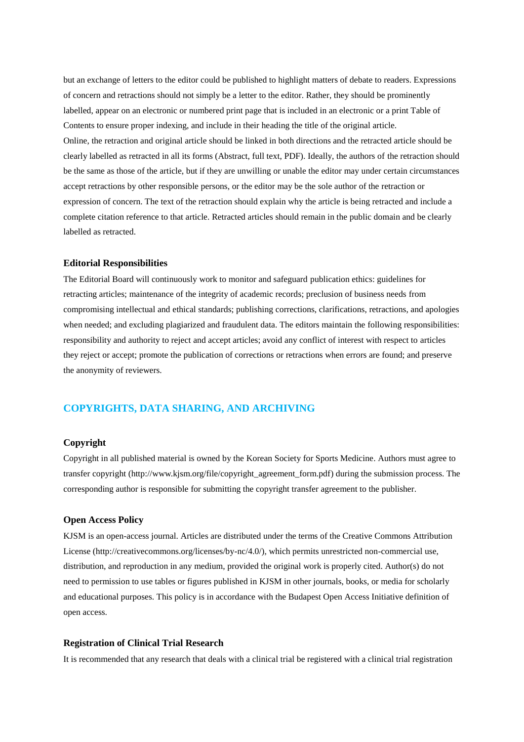but an exchange of letters to the editor could be published to highlight matters of debate to readers. Expressions of concern and retractions should not simply be a letter to the editor. Rather, they should be prominently labelled, appear on an electronic or numbered print page that is included in an electronic or a print Table of Contents to ensure proper indexing, and include in their heading the title of the original article.

Online, the retraction and original article should be linked in both directions and the retracted article should be clearly labelled as retracted in all its forms (Abstract, full text, PDF). Ideally, the authors of the retraction should be the same as those of the article, but if they are unwilling or unable the editor may under certain circumstances accept retractions by other responsible persons, or the editor may be the sole author of the retraction or expression of concern. The text of the retraction should explain why the article is being retracted and include a complete citation reference to that article. Retracted articles should remain in the public domain and be clearly labelled as retracted.

### Editorial Responsibilities

The Editorial Board will continuously work to monitor and safeguard publication ethics: guidelines for retracting articles; maintenance of the integrity of academic records; preclusion of business needs from compromising intellectual and ethical standards; publishing corrections, clarifications, retractions, and apologies when needed; and excluding plagiarized and fraudulent data. The editors maintain the following responsibilities: responsibility and authority to reject and accept articles; avoid any conflict of interest with respect to articles they reject or accept; promote the publication of corrections or retractions when errors are found; and preserve the anonymity of reviewers.

## COPYRIGHTS, DATA SHARING, AND ARCHIVING

### Copyright

Copyright in all published material is owned by the Korean Society for Sports Medicine. Authors must agree to transfer copyright (http://www.kjsm.org/file/copyright_agreement_form.pdf) during the submission process. The corresponding author is responsible for submitting the copyright transfer agreement to the publisher.

### Open Access Policy

KJSM is an open-access journal. Articles are distributed under the terms of the Creative Commons Attribution License (http://creativecommons.org/licenses/by-nc/4.0/), which permits unrestricted non-commercial use, distribution, and reproduction in any medium, provided the original work is properly cited. Author(s) do not need to permission to use tables or figures published in KJSM in other journals, books, or media for scholarly and educational purposes. This policy is in accordance with the Budapest Open Access Initiative definition of open access.

### Registration of Clinical Trial Research

It is recommended that any research that deals with a clinical trial be registered with a clinical trial registration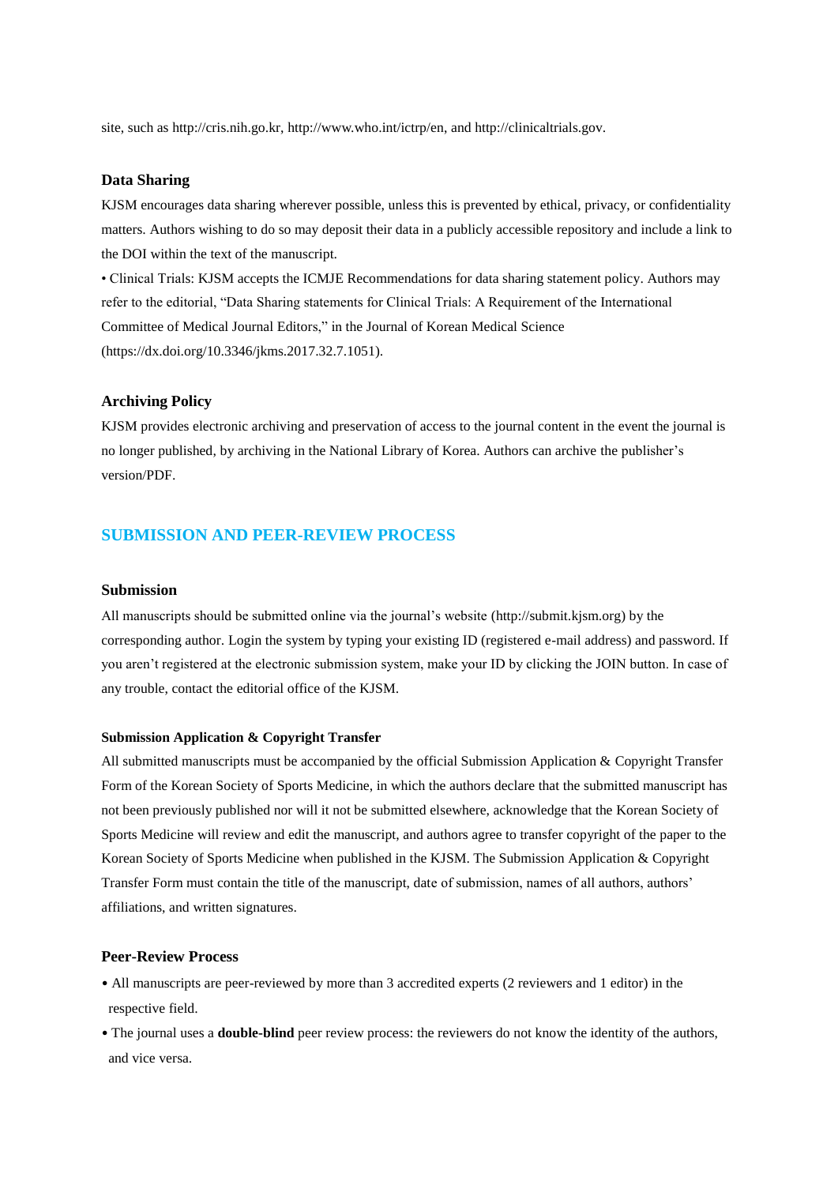site, such as http://cris.nih.go.kr, http://www.who.int/ictrp/en, and http://clinicaltrials.gov.

### Data Sharing

KJSM encourages data sharing wherever possible, unless this is prevented by ethical, privacy, or confidentiality matters. Authors wishing to do so may deposit their data in a publicly accessible repository and include a link to the DOI within the text of the manuscript.

• Clinical Trials: KJSM accepts the ICMJE Recommendations for data sharing statement policy. Authors may refer to the editorial, "Data Sharing statements for Clinical Trials: A Requirement of the International Committee of Medical Journal Editors," in the Journal of Korean Medical Science (https://dx.doi.org/10.3346/jkms.2017.32.7.1051).

### Archiving Policy

KJSM provides electronic archiving and preservation of access to the journal content in the event the journal is no longer published, by archiving in the National Library of Korea. Authors can archive the publisher's version/PDF.

## SUBMISSION AND PEER-REVIEW PROCESS

### Submission

All manuscripts should be submitted online via the journal's website (http://submit.kjsm.org) by the corresponding author. Login the system by typing your existing ID (registered e-mail address) and password. If you aren't registered at the electronic submission system, make your ID by clicking the JOIN button. In case of any trouble, contact the editorial office of the KJSM.

#### Submission Application & Copyright Transfer

All submitted manuscripts must be accompanied by the official Submission Application & Copyright Transfer Form of the Korean Society of Sports Medicine, in which the authors declare that the submitted manuscript has not been previously published nor will it not be submitted elsewhere, acknowledge that the Korean Society of Sports Medicine will review and edit the manuscript, and authors agree to transfer copyright of the paper to the Korean Society of Sports Medicine when published in the KJSM. The Submission Application & Copyright Transfer Form must contain the title of the manuscript, date of submission, names of all authors, authors' affiliations, and written signatures.

### Peer-Review Process

- All manuscripts are peer-reviewed by more than 3 accredited experts (2 reviewers and 1 editor) in the respective field.
- The journal uses a **double-blind** peer review process: the reviewers do not know the identity of the authors, and vice versa.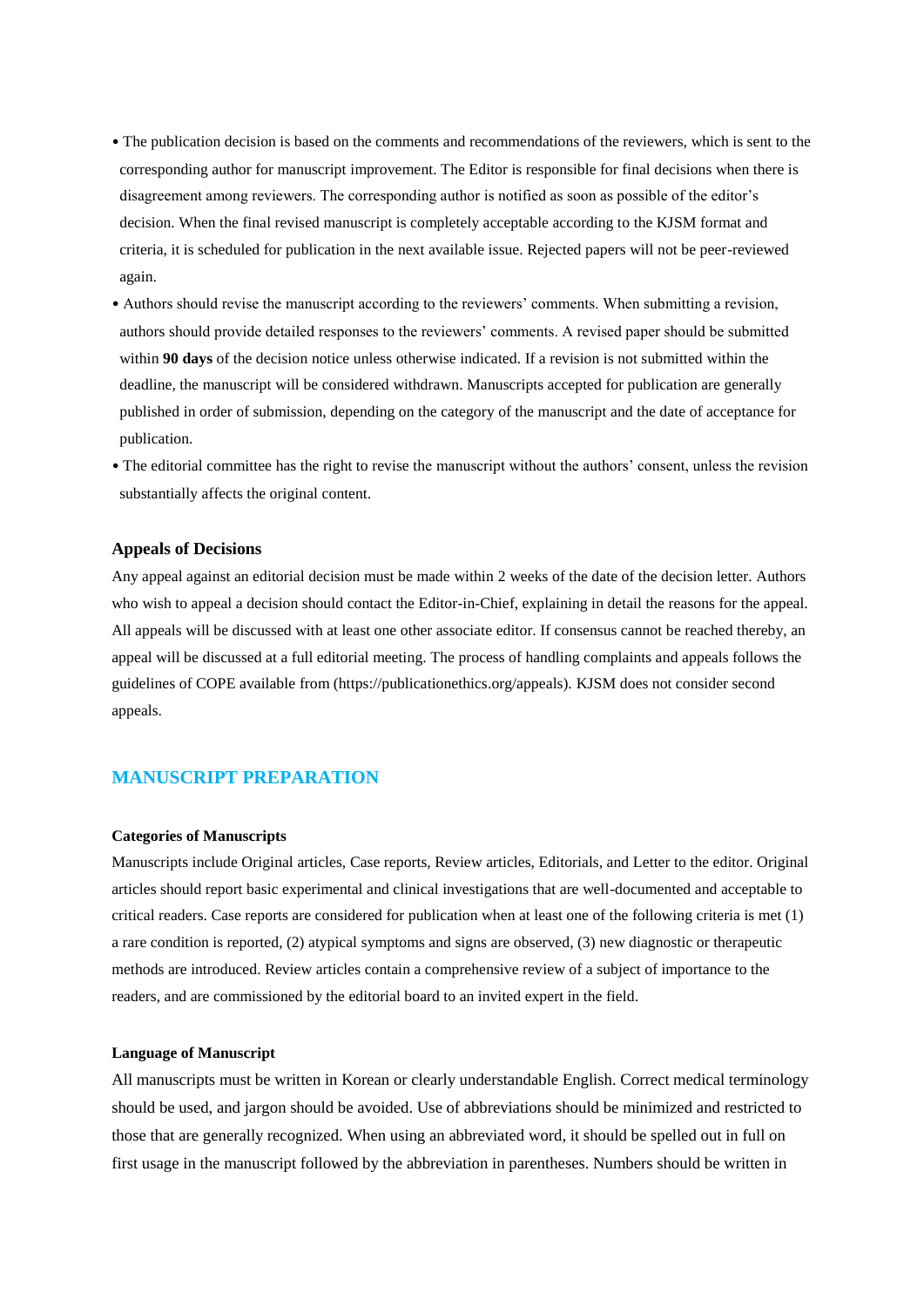- The publication decision is based on the comments and recommendations of the reviewers, which is sent to the corresponding author for manuscript improvement. The Editor is responsible for final decisions when there is disagreement among reviewers. The corresponding author is notified as soon as possible of the editor's decision. When the final revised manuscript is completely acceptable according to the KJSM format and criteria, it is scheduled for publication in the next available issue. Rejected papers will not be peer-reviewed again.
- Authors should revise the manuscript according to the reviewers' comments. When submitting a revision, authors should provide detailed responses to the reviewers' comments. A revised paper should be submitted within **90 days** of the decision notice unless otherwise indicated. If a revision is not submitted within the deadline, the manuscript will be considered withdrawn. Manuscripts accepted for publication are generally published in order of submission, depending on the category of the manuscript and the date of acceptance for publication.
- The editorial committee has the right to revise the manuscript without the authors' consent, unless the revision substantially affects the original content.

### Appeals of Decisions

Any appeal against an editorial decision must be made within 2 weeks of the date of the decision letter. Authors who wish to appeal a decision should contact the Editor-in-Chief, explaining in detail the reasons for the appeal. All appeals will be discussed with at least one other associate editor. If consensus cannot be reached thereby, an appeal will be discussed at a full editorial meeting. The process of handling complaints and appeals follows the guidelines of COPE available from (https://publicationethics.org/appeals). KJSM does not consider second appeals.

## MANUSCRIPT PREPARATION

#### Categories of Manuscripts

Manuscripts include Original articles, Case reports, Review articles, Editorials, and Letter to the editor. Original articles should report basic experimental and clinical investigations that are well-documented and acceptable to critical readers. Case reports are considered for publication when at least one of the following criteria is met (1) a rare condition is reported, (2) atypical symptoms and signs are observed, (3) new diagnostic or therapeutic methods are introduced. Review articles contain a comprehensive review of a subject of importance to the readers, and are commissioned by the editorial board to an invited expert in the field.

#### Language of Manuscript

All manuscripts must be written in Korean or clearly understandable English. Correct medical terminology should be used, and jargon should be avoided. Use of abbreviations should be minimized and restricted to those that are generally recognized. When using an abbreviated word, it should be spelled out in full on first usage in the manuscript followed by the abbreviation in parentheses. Numbers should be written in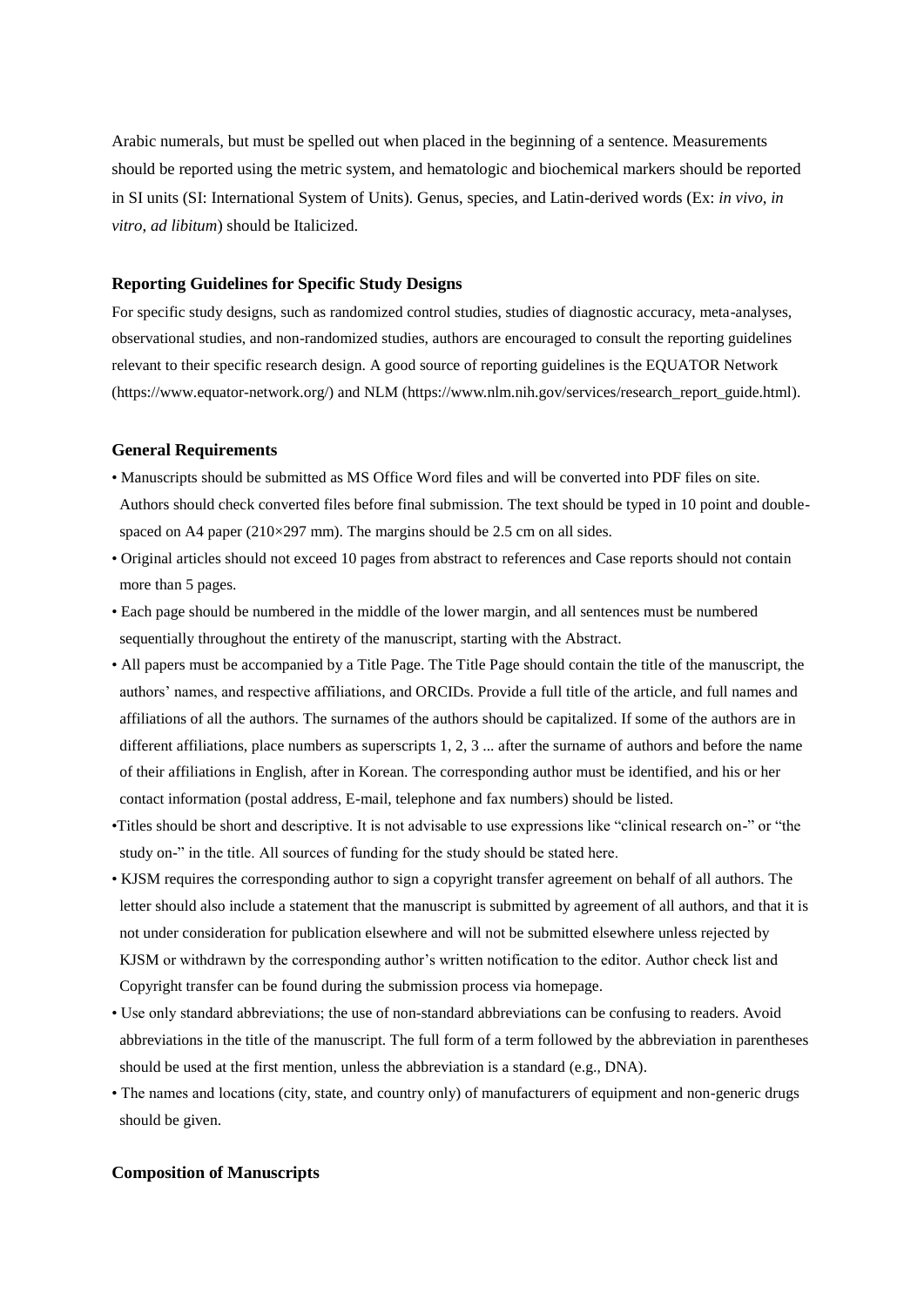Arabic numerals, but must be spelled out when placed in the beginning of a sentence. Measurements should be reported using the metric system, and hematologic and biochemical markers should be reported in SI units (SI: International System of Units). Genus, species, and Latin-derived words (Ex: *in vivo*, *in vitro*, *ad libitum*) should be Italicized.

### Reporting Guidelines for Specific Study Designs

For specific study designs, such as randomized control studies, studies of diagnostic accuracy, meta-analyses, observational studies, and non-randomized studies, authors are encouraged to consult the reporting guidelines relevant to their specific research design. A good source of reporting guidelines is the EQUATOR Network (https://www.equator-network.org/) and NLM (https://www.nlm.nih.gov/services/research_report_guide.html).

### General Requirements

- Manuscripts should be submitted as MS Office Word files and will be converted into PDF files on site. Authors should check converted files before final submission. The text should be typed in 10 point and double-spaced on A4 paper (210×297 mm). The margins should be 2.5 cm on all sides.
- Original articles should not exceed 10 pages from abstract to references and Case reports should not contain more than 5 pages.
- Each page should be numbered in the middle of the lower margin, and all sentences must be numbered sequentially throughout the entirety of the manuscript, starting with the Abstract.
- All papers must be accompanied by a Title Page. The Title Page should contain the title of the manuscript, the authors' names, and respective affiliations, and ORCIDs. Provide a full title of the article, and full names and affiliations of all the authors. The surnames of the authors should be capitalized. If some of the authors are in different affiliations, place numbers as superscripts 1, 2, 3 ... after the surname of authors and before the name of their affiliations in English, after in Korean. The corresponding author must be identified, and his or her contact information (postal address, E-mail, telephone and fax numbers) should be listed.
- Titles should be short and descriptive. It is not advisable to use expressions like "clinical research on-" or "the study on-" in the title. All sources of funding for the study should be stated here.
- KJSM requires the corresponding author to sign a copyright transfer agreement on behalf of all authors. The letter should also include a statement that the manuscript is submitted by agreement of all authors, and that it is not under consideration for publication elsewhere and will not be submitted elsewhere unless rejected by KJSM or withdrawn by the corresponding author's written notification to the editor. Author check list and Copyright transfer can be found during the submission process via homepage.
- Use only standard abbreviations; the use of non-standard abbreviations can be confusing to readers. Avoid abbreviations in the title of the manuscript. The full form of a term followed by the abbreviation in parentheses should be used at the first mention, unless the abbreviation is a standard (e.g., DNA).
- The names and locations (city, state, and country only) of manufacturers of equipment and non-generic drugs should be given.

### Composition of Manuscripts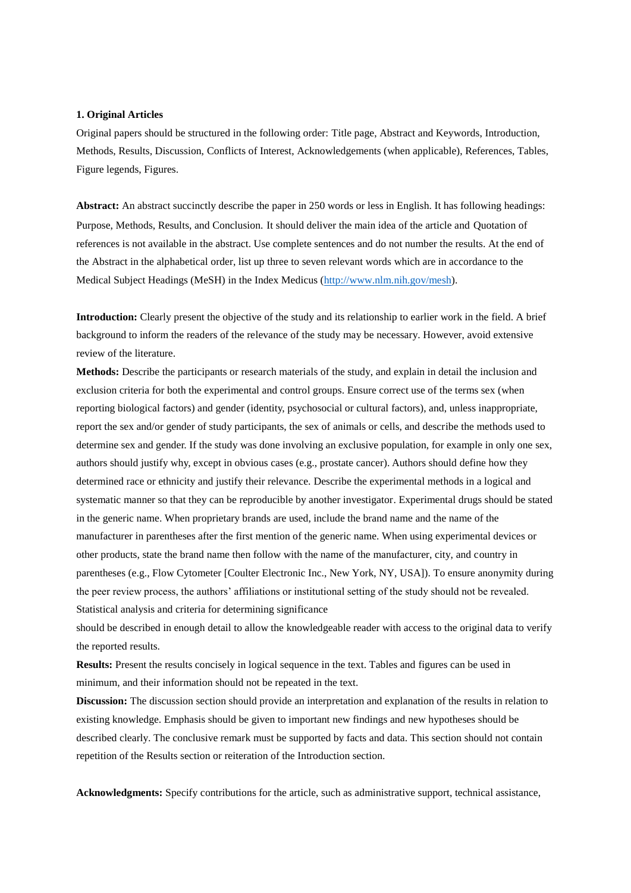**1. Original Articles**

Original papers should be structured in the following order: Title page, Abstract and Keywords, Introduction, Methods, Results, Discussion, Conflicts of Interest, Acknowledgements (when applicable), References, Tables, Figure legends, Figures.

**Abstract:** An abstract succinctly describe the paper in 250 words or less in English. It has following headings: Purpose, Methods, Results, and Conclusion. It should deliver the main idea of the article and Quotation of references is not available in the abstract. Use complete sentences and do not number the results. At the end of the Abstract in the alphabetical order, list up three to seven relevant words which are in accordance to the Medical Subject Headings (MeSH) in the Index Medicus (http://www.nlm.nih.gov/mesh).

**Introduction:** Clearly present the objective of the study and its relationship to earlier work in the field. A brief background to inform the readers of the relevance of the study may be necessary. However, avoid extensive review of the literature.

**Methods:** Describe the participants or research materials of the study, and explain in detail the inclusion and exclusion criteria for both the experimental and control groups. Ensure correct use of the terms sex (when reporting biological factors) and gender (identity, psychosocial or cultural factors), and, unless inappropriate, report the sex and/or gender of study participants, the sex of animals or cells, and describe the methods used to determine sex and gender. If the study was done involving an exclusive population, for example in only one sex, authors should justify why, except in obvious cases (e.g., prostate cancer). Authors should define how they determined race or ethnicity and justify their relevance. Describe the experimental methods in a logical and systematic manner so that they can be reproducible by another investigator. Experimental drugs should be stated in the generic name. When proprietary brands are used, include the brand name and the name of the manufacturer in parentheses after the first mention of the generic name. When using experimental devices or other products, state the brand name then follow with the name of the manufacturer, city, and country in parentheses (e.g., Flow Cytometer [Coulter Electronic Inc., New York, NY, USA]). To ensure anonymity during the peer review process, the authors' affiliations or institutional setting of the study should not be revealed. Statistical analysis and criteria for determining significance

should be described in enough detail to allow the knowledgeable reader with access to the original data to verify the reported results.

**Results:** Present the results concisely in logical sequence in the text. Tables and figures can be used in minimum, and their information should not be repeated in the text.

**Discussion:** The discussion section should provide an interpretation and explanation of the results in relation to existing knowledge. Emphasis should be given to important new findings and new hypotheses should be described clearly. The conclusive remark must be supported by facts and data. This section should not contain repetition of the Results section or reiteration of the Introduction section.

**Acknowledgments:** Specify contributions for the article, such as administrative support, technical assistance,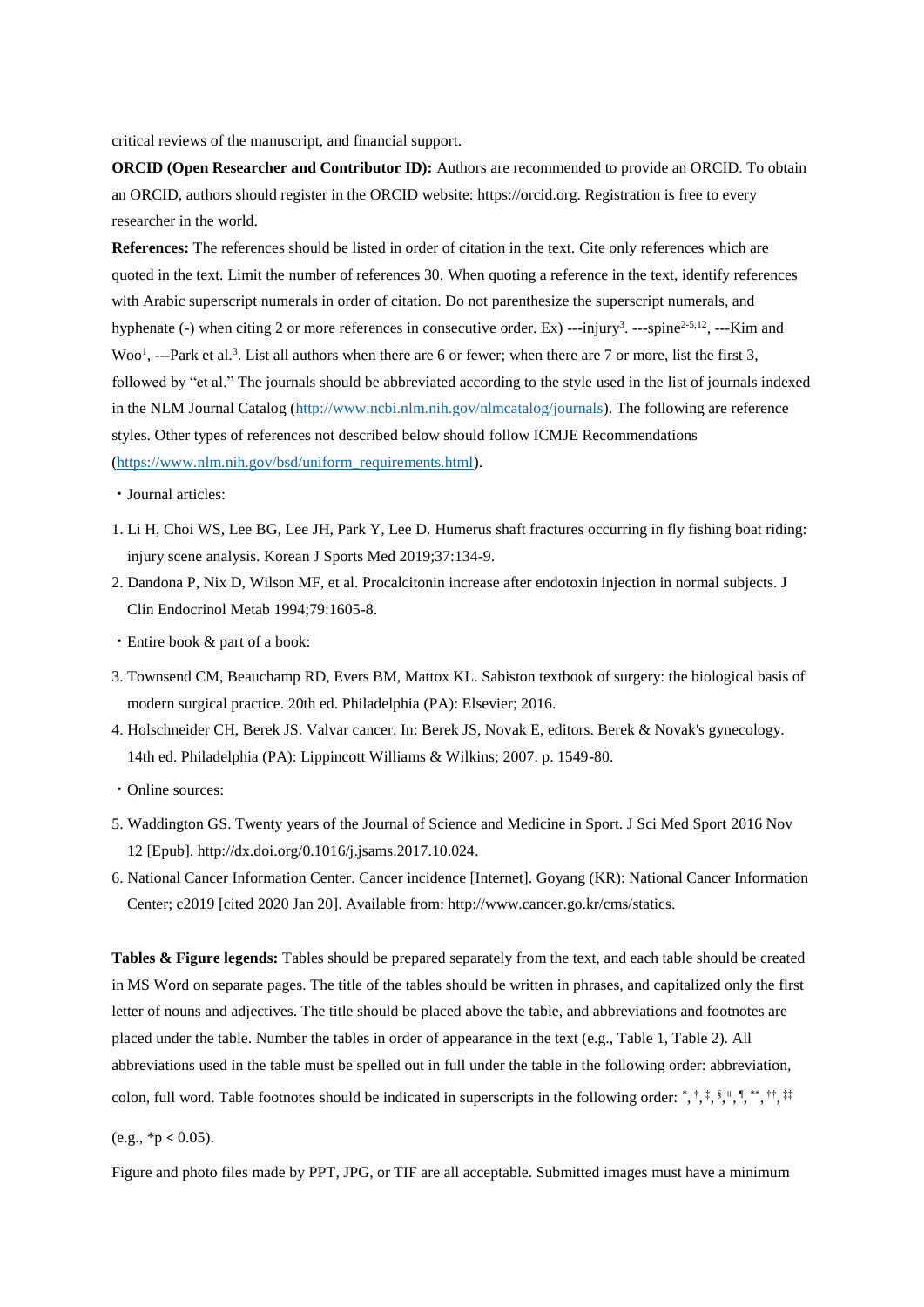critical reviews of the manuscript, and financial support.

**ORCID (Open Researcher and Contributor ID):** Authors are recommended to provide an ORCID. To obtain an ORCID, authors should register in the ORCID website: https://orcid.org. Registration is free to every researcher in the world.

**References:** The references should be listed in order of citation in the text. Cite only references which are quoted in the text. Limit the number of references 30. When quoting a reference in the text, identify references with Arabic superscript numerals in order of citation. Do not parenthesize the superscript numerals, and hyphenate (-) when citing 2 or more references in consecutive order. Ex) ---injury[3]. ---spine[2-5,12], ---Kim and Woo[1], ---Park et al.[3]. List all authors when there are 6 or fewer; when there are 7 or more, list the first 3, followed by "et al." The journals should be abbreviated according to the style used in the list of journals indexed in the NLM Journal Catalog (http://www.ncbi.nlm.nih.gov/nlmcatalog/journals). The following are reference styles. Other types of references not described below should follow ICMJE Recommendations (https://www.nlm.nih.gov/bsd/uniform_requirements.html).

・Journal articles:

1. Li H, Choi WS, Lee BG, Lee JH, Park Y, Lee D. Humerus shaft fractures occurring in fly fishing boat riding: injury scene analysis. Korean J Sports Med 2019;37:134-9.
2. Dandona P, Nix D, Wilson MF, et al. Procalcitonin increase after endotoxin injection in normal subjects. J Clin Endocrinol Metab 1994;79:1605-8.

・Entire book & part of a book:

3. Townsend CM, Beauchamp RD, Evers BM, Mattox KL. Sabiston textbook of surgery: the biological basis of modern surgical practice. 20th ed. Philadelphia (PA): Elsevier; 2016.
4. Holschneider CH, Berek JS. Valvar cancer. In: Berek JS, Novak E, editors. Berek & Novak's gynecology. 14th ed. Philadelphia (PA): Lippincott Williams & Wilkins; 2007. p. 1549-80.

・Online sources:

5. Waddington GS. Twenty years of the Journal of Science and Medicine in Sport. J Sci Med Sport 2016 Nov 12 [Epub]. http://dx.doi.org/0.1016/j.jsams.2017.10.024.
6. National Cancer Information Center. Cancer incidence [Internet]. Goyang (KR): National Cancer Information Center; c2019 [cited 2020 Jan 20]. Available from: http://www.cancer.go.kr/cms/statics.

**Tables & Figure legends:** Tables should be prepared separately from the text, and each table should be created in MS Word on separate pages. The title of the tables should be written in phrases, and capitalized only the first letter of nouns and adjectives. The title should be placed above the table, and abbreviations and footnotes are placed under the table. Number the tables in order of appearance in the text (e.g., Table 1, Table 2). All abbreviations used in the table must be spelled out in full under the table in the following order: abbreviation, colon, full word. Table footnotes should be indicated in superscripts in the following order: *, †, ‡, §, ‖, ¶, **, ††, ‡‡ (e.g., *$p < 0.05$).

Figure and photo files made by PPT, JPG, or TIF are all acceptable. Submitted images must have a minimum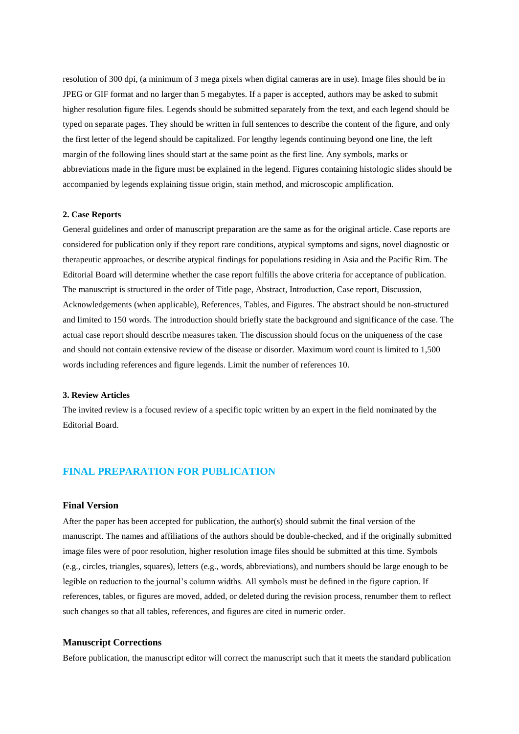resolution of 300 dpi, (a minimum of 3 mega pixels when digital cameras are in use). Image files should be in JPEG or GIF format and no larger than 5 megabytes. If a paper is accepted, authors may be asked to submit higher resolution figure files. Legends should be submitted separately from the text, and each legend should be typed on separate pages. They should be written in full sentences to describe the content of the figure, and only the first letter of the legend should be capitalized. For lengthy legends continuing beyond one line, the left margin of the following lines should start at the same point as the first line. Any symbols, marks or abbreviations made in the figure must be explained in the legend. Figures containing histologic slides should be accompanied by legends explaining tissue origin, stain method, and microscopic amplification.

#### 2. Case Reports

General guidelines and order of manuscript preparation are the same as for the original article. Case reports are considered for publication only if they report rare conditions, atypical symptoms and signs, novel diagnostic or therapeutic approaches, or describe atypical findings for populations residing in Asia and the Pacific Rim. The Editorial Board will determine whether the case report fulfills the above criteria for acceptance of publication. The manuscript is structured in the order of Title page, Abstract, Introduction, Case report, Discussion, Acknowledgements (when applicable), References, Tables, and Figures. The abstract should be non-structured and limited to 150 words. The introduction should briefly state the background and significance of the case. The actual case report should describe measures taken. The discussion should focus on the uniqueness of the case and should not contain extensive review of the disease or disorder. Maximum word count is limited to 1,500 words including references and figure legends. Limit the number of references 10.

#### 3. Review Articles

The invited review is a focused review of a specific topic written by an expert in the field nominated by the Editorial Board.

## FINAL PREPARATION FOR PUBLICATION

### Final Version

After the paper has been accepted for publication, the author(s) should submit the final version of the manuscript. The names and affiliations of the authors should be double-checked, and if the originally submitted image files were of poor resolution, higher resolution image files should be submitted at this time. Symbols (e.g., circles, triangles, squares), letters (e.g., words, abbreviations), and numbers should be large enough to be legible on reduction to the journal's column widths. All symbols must be defined in the figure caption. If references, tables, or figures are moved, added, or deleted during the revision process, renumber them to reflect such changes so that all tables, references, and figures are cited in numeric order.

### Manuscript Corrections

Before publication, the manuscript editor will correct the manuscript such that it meets the standard publication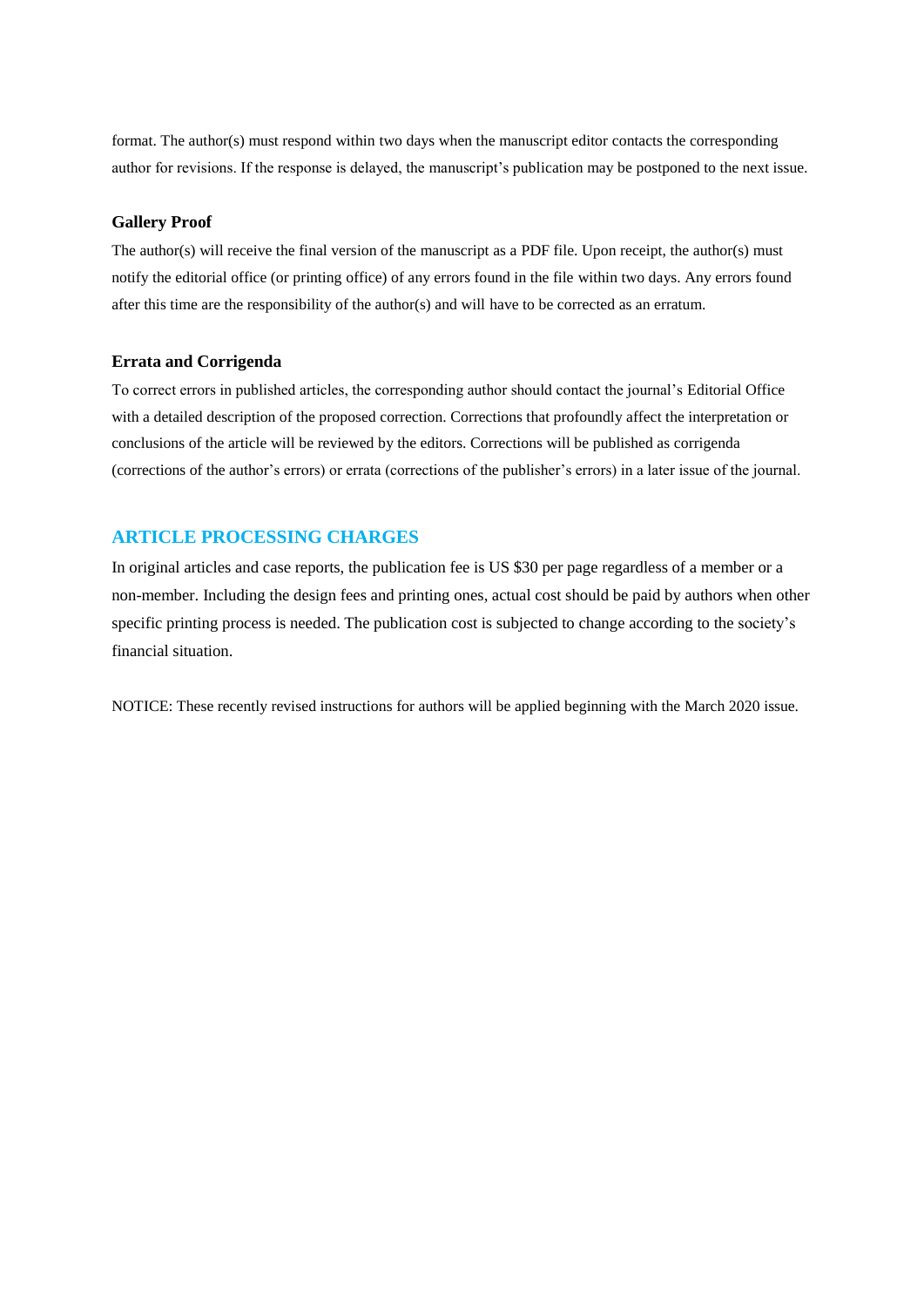format. The author(s) must respond within two days when the manuscript editor contacts the corresponding author for revisions. If the response is delayed, the manuscript's publication may be postponed to the next issue.

### Gallery Proof

The author(s) will receive the final version of the manuscript as a PDF file. Upon receipt, the author(s) must notify the editorial office (or printing office) of any errors found in the file within two days. Any errors found after this time are the responsibility of the author(s) and will have to be corrected as an erratum.

### Errata and Corrigenda

To correct errors in published articles, the corresponding author should contact the journal's Editorial Office with a detailed description of the proposed correction. Corrections that profoundly affect the interpretation or conclusions of the article will be reviewed by the editors. Corrections will be published as corrigenda (corrections of the author's errors) or errata (corrections of the publisher's errors) in a later issue of the journal.

## ARTICLE PROCESSING CHARGES

In original articles and case reports, the publication fee is US $30 per page regardless of a member or a non-member. Including the design fees and printing ones, actual cost should be paid by authors when other specific printing process is needed. The publication cost is subjected to change according to the society's financial situation.

NOTICE: These recently revised instructions for authors will be applied beginning with the March 2020 issue.